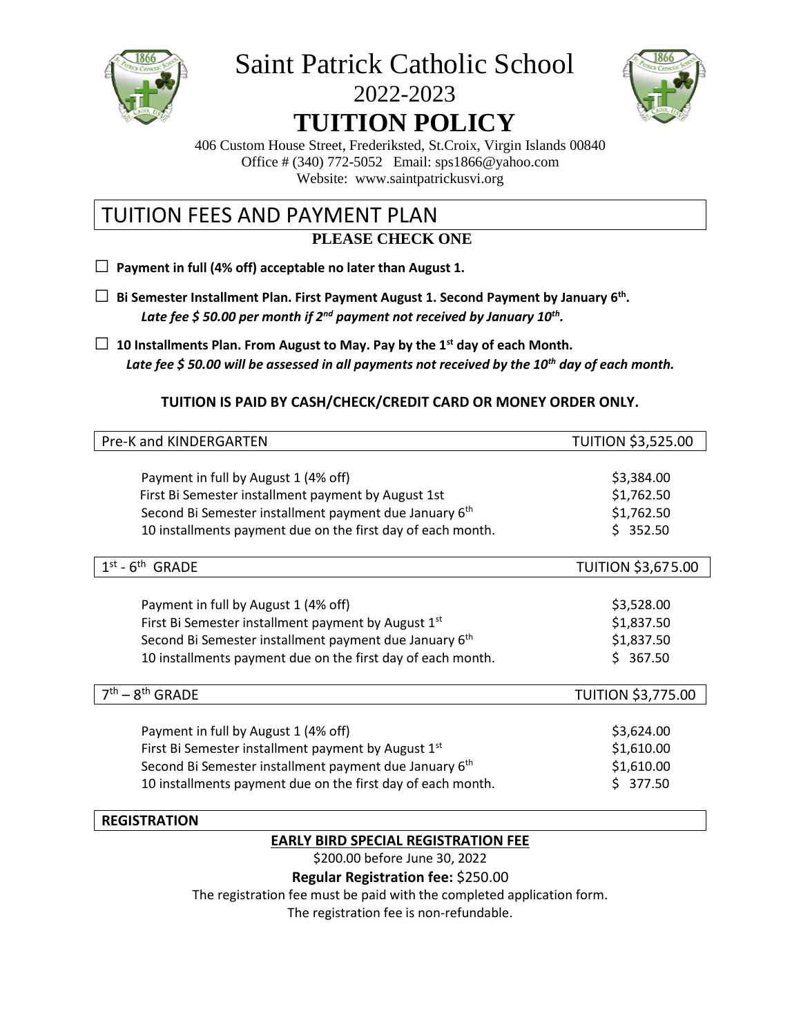# Saint Patrick Catholic School

## 2022-2023

# TUITION POLICY

406 Custom House Street, Frederiksted, St.Croix, Virgin Islands 00840
Office # (340) 772-5052 Email: sps1866@yahoo.com
Website: www.saintpatrickusvi.org

## TUITION FEES AND PAYMENT PLAN

**PLEASE CHECK ONE**

☐ **Payment in full (4% off) acceptable no later than August 1.**

☐ **Bi Semester Installment Plan. First Payment August 1. Second Payment by January 6th.**
***Late fee $ 50.00 per month if 2nd payment not received by January 10th.***

☐ **10 Installments Plan. From August to May. Pay by the 1st day of each Month.**
***Late fee $ 50.00 will be assessed in all payments not received by the 10th day of each month.***

**TUITION IS PAID BY CASH/CHECK/CREDIT CARD OR MONEY ORDER ONLY.**

| Pre-K and KINDERGARTEN | TUITION $3,525.00 |
|---|---|
| Payment in full by August 1 (4% off) | $3,384.00 |
| First Bi Semester installment payment by August 1st | $1,762.50 |
| Second Bi Semester installment payment due January 6th | $1,762.50 |
| 10 installments payment due on the first day of each month. | $ 352.50 |

| 1st - 6th GRADE | TUITION $3,675.00 |
|---|---|
| Payment in full by August 1 (4% off) | $3,528.00 |
| First Bi Semester installment payment by August 1st | $1,837.50 |
| Second Bi Semester installment payment due January 6th | $1,837.50 |
| 10 installments payment due on the first day of each month. | $ 367.50 |

| 7th – 8th GRADE | TUITION $3,775.00 |
|---|---|
| Payment in full by August 1 (4% off) | $3,624.00 |
| First Bi Semester installment payment by August 1st | $1,610.00 |
| Second Bi Semester installment payment due January 6th | $1,610.00 |
| 10 installments payment due on the first day of each month. | $ 377.50 |

## REGISTRATION

**EARLY BIRD SPECIAL REGISTRATION FEE**

$200.00 before June 30, 2022

**Regular Registration fee:** $250.00

The registration fee must be paid with the completed application form.

The registration fee is non-refundable.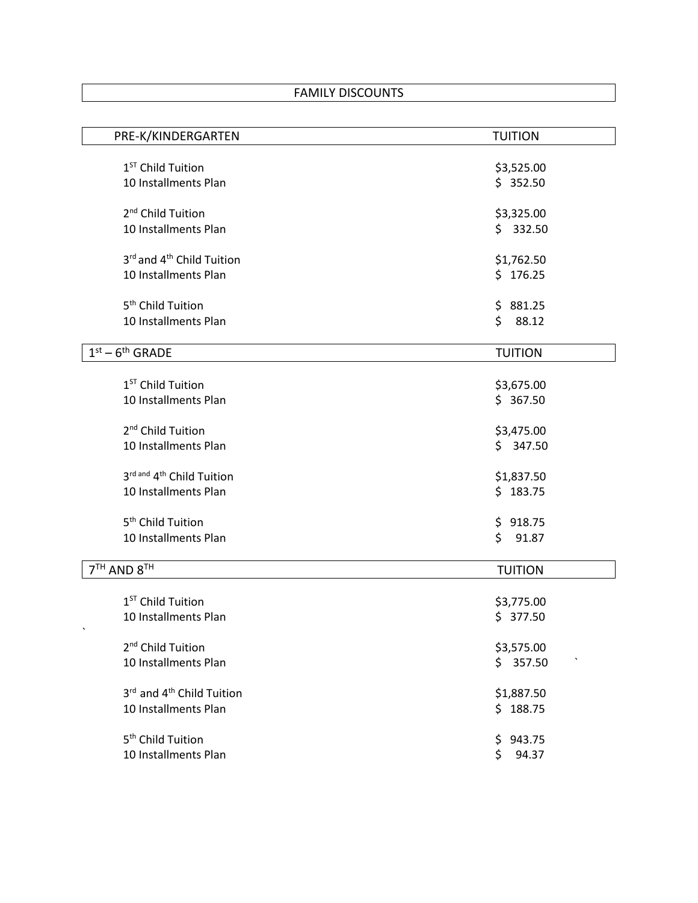## FAMILY DISCOUNTS

| PRE-K/KINDERGARTEN | TUITION |
| --- | --- |
| 1ST Child Tuition | $3,525.00 |
| 10 Installments Plan | $ 352.50 |
| 2nd Child Tuition | $3,325.00 |
| 10 Installments Plan | $ 332.50 |
| 3rd and 4th Child Tuition | $1,762.50 |
| 10 Installments Plan | $ 176.25 |
| 5th Child Tuition | $ 881.25 |
| 10 Installments Plan | $ 88.12 |

| 1st – 6th GRADE | TUITION |
| --- | --- |
| 1ST Child Tuition | $3,675.00 |
| 10 Installments Plan | $ 367.50 |
| 2nd Child Tuition | $3,475.00 |
| 10 Installments Plan | $ 347.50 |
| 3rd and 4th Child Tuition | $1,837.50 |
| 10 Installments Plan | $ 183.75 |
| 5th Child Tuition | $ 918.75 |
| 10 Installments Plan | $ 91.87 |

| 7TH AND 8TH | TUITION |
| --- | --- |
| 1ST Child Tuition | $3,775.00 |
| 10 Installments Plan | $ 377.50 |
| 2nd Child Tuition | $3,575.00 |
| 10 Installments Plan | $ 357.50 |
| 3rd and 4th Child Tuition | $1,887.50 |
| 10 Installments Plan | $ 188.75 |
| 5th Child Tuition | $ 943.75 |
| 10 Installments Plan | $ 94.37 |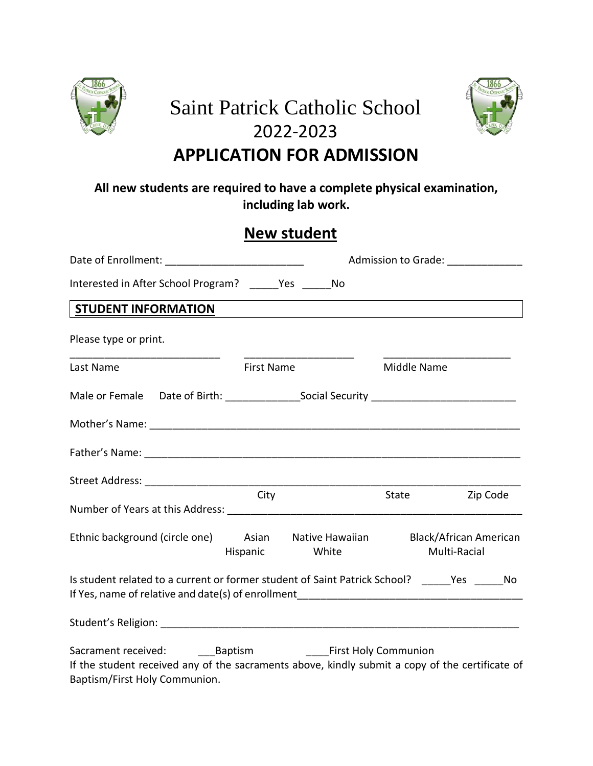# Saint Patrick Catholic School

## 2022-2023

## APPLICATION FOR ADMISSION

**All new students are required to have a complete physical examination, including lab work.**

## New student

Date of Enrollment: ________________________ Admission to Grade: _____________

Interested in After School Program? _____Yes _____No

**STUDENT INFORMATION**

Please type or print.

___________________________ ___________________ ______________________

Last Name First Name Middle Name

Male or Female Date of Birth: _____________Social Security _________________________

Mother's Name: ________________________________________________________________

Father's Name: _________________________________________________________________

Street Address: _________________________________________________________________

City State Zip Code

Number of Years at this Address: ___________________________________________________

Ethnic background (circle one) Asian Native Hawaiian Black/African American Hispanic White Multi-Racial

Is student related to a current or former student of Saint Patrick School? _____Yes _____No

If Yes, name of relative and date(s) of enrollment_______________________________________

Student's Religion: ______________________________________________________________

Sacrament received: ___Baptism ____First Holy Communion

If the student received any of the sacraments above, kindly submit a copy of the certificate of Baptism/First Holy Communion.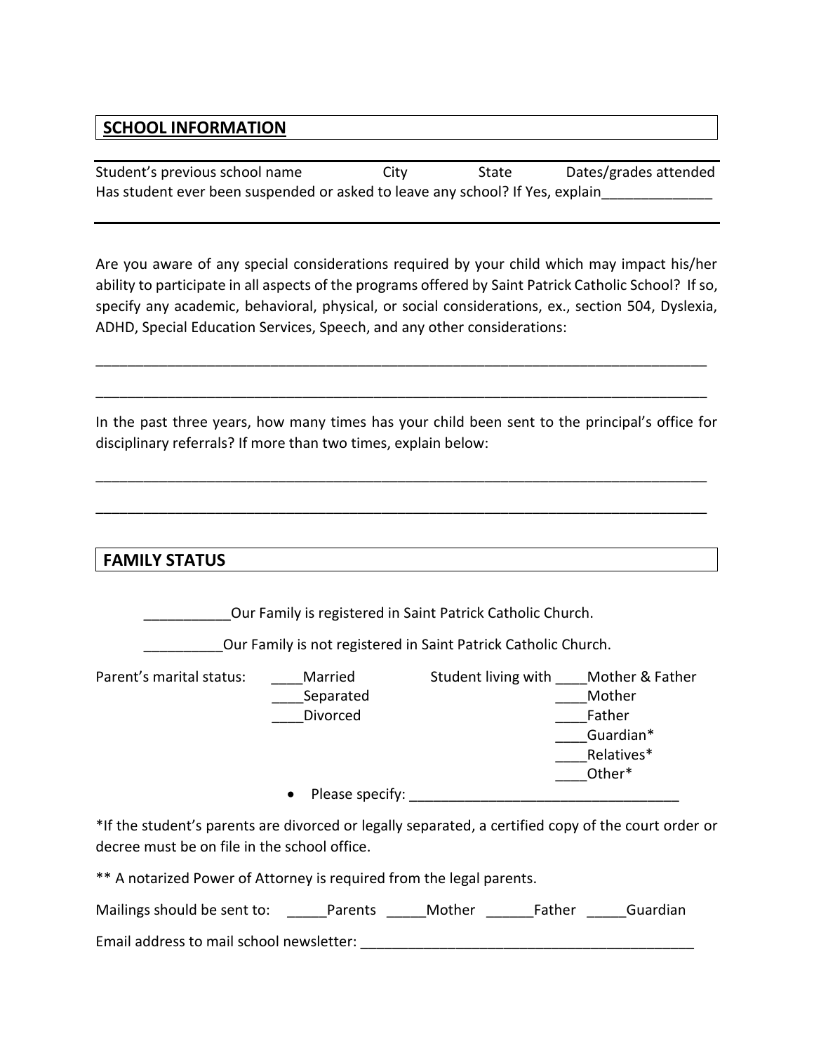## SCHOOL INFORMATION

Student's previous school name City State Dates/grades attended

Has student ever been suspended or asked to leave any school? If Yes, explain______________

Are you aware of any special considerations required by your child which may impact his/her ability to participate in all aspects of the programs offered by Saint Patrick Catholic School? If so, specify any academic, behavioral, physical, or social considerations, ex., section 504, Dyslexia, ADHD, Special Education Services, Speech, and any other considerations:

_______________________________________________________________________________

_______________________________________________________________________________

In the past three years, how many times has your child been sent to the principal's office for disciplinary referrals? If more than two times, explain below:

_______________________________________________________________________________

_______________________________________________________________________________

## FAMILY STATUS

___________Our Family is registered in Saint Patrick Catholic Church.

__________Our Family is not registered in Saint Patrick Catholic Church.

Parent's marital status:
____Married
____Separated
____Divorced

Student living with
____Mother & Father
____Mother
____Father
____Guardian*
____Relatives*
____Other*

- Please specify: __________________________________

*If the student's parents are divorced or legally separated, a certified copy of the court order or decree must be on file in the school office.

** A notarized Power of Attorney is required from the legal parents.

Mailings should be sent to: _____Parents _____Mother ______Father _____Guardian

Email address to mail school newsletter: ____________________________________________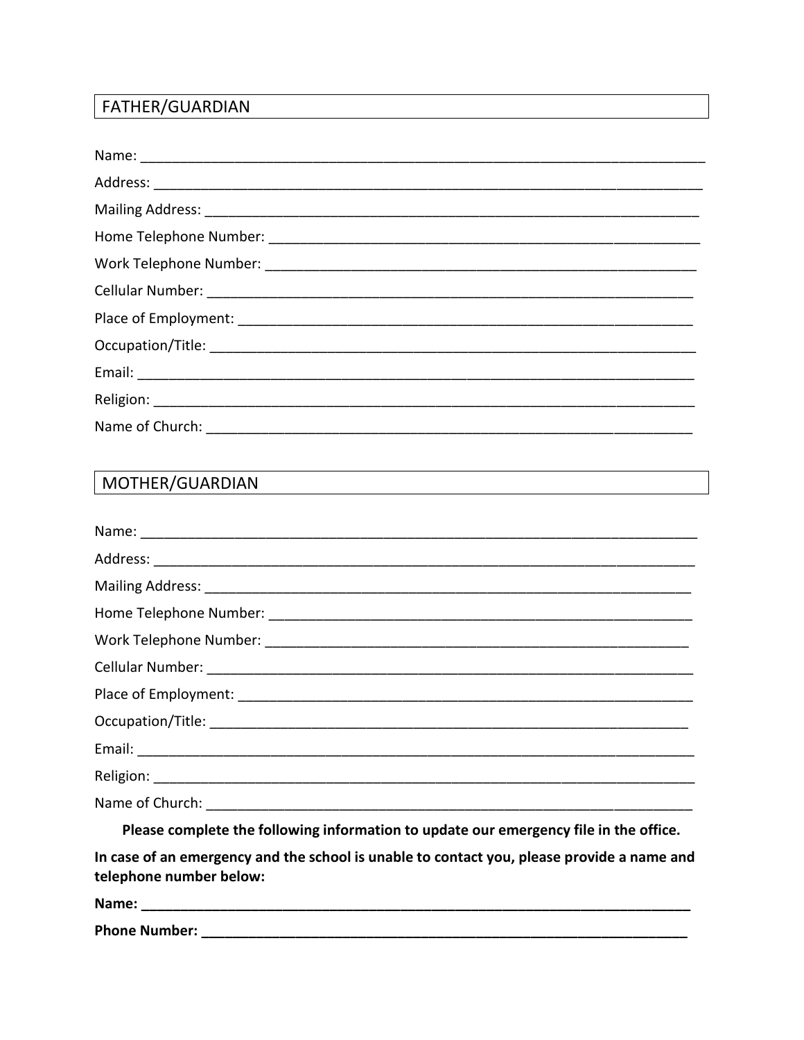## FATHER/GUARDIAN

Name: ___________________________________________________________________________

Address: _________________________________________________________________________

Mailing Address: __________________________________________________________________

Home Telephone Number: ___________________________________________________________

Work Telephone Number: ___________________________________________________________

Cellular Number: __________________________________________________________________

Place of Employment: ______________________________________________________________

Occupation/Title: _________________________________________________________________

Email: ___________________________________________________________________________

Religion: _________________________________________________________________________

Name of Church: __________________________________________________________________

## MOTHER/GUARDIAN

Name: ___________________________________________________________________________

Address: _________________________________________________________________________

Mailing Address: __________________________________________________________________

Home Telephone Number: ___________________________________________________________

Work Telephone Number: ___________________________________________________________

Cellular Number: __________________________________________________________________

Place of Employment: ______________________________________________________________

Occupation/Title: _________________________________________________________________

Email: ___________________________________________________________________________

Religion: _________________________________________________________________________

Name of Church: __________________________________________________________________

**Please complete the following information to update our emergency file in the office.**

**In case of an emergency and the school is unable to contact you, please provide a name and telephone number below:**

**Name: ___________________________________________________________________________**

**Phone Number: ____________________________________________________________________**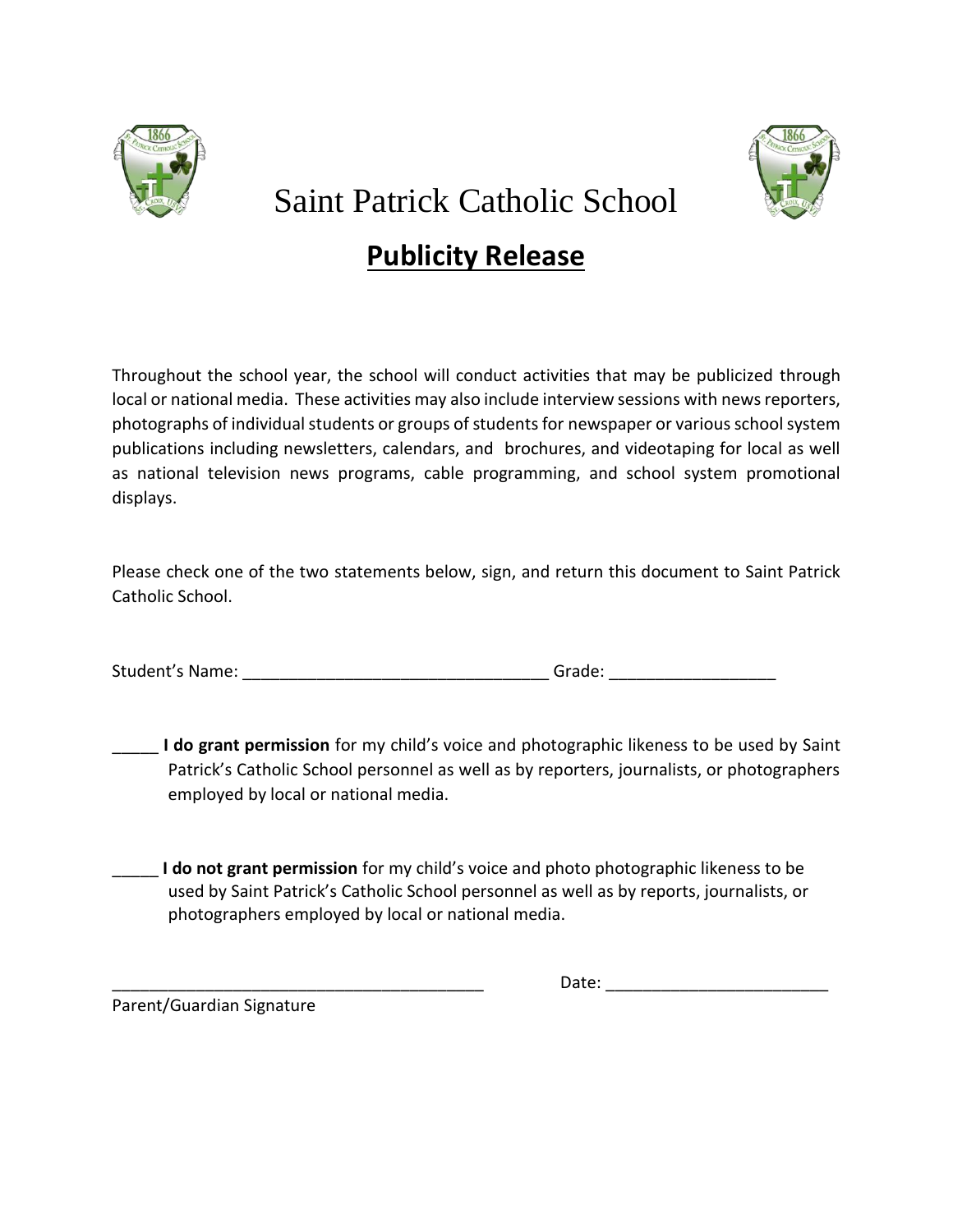# Saint Patrick Catholic School

## **Publicity Release**

Throughout the school year, the school will conduct activities that may be publicized through local or national media. These activities may also include interview sessions with news reporters, photographs of individual students or groups of students for newspaper or various school system publications including newsletters, calendars, and brochures, and videotaping for local as well as national television news programs, cable programming, and school system promotional displays.

Please check one of the two statements below, sign, and return this document to Saint Patrick Catholic School.

Student's Name: _________________________________ Grade: __________________

_____ **I do grant permission** for my child's voice and photographic likeness to be used by Saint Patrick's Catholic School personnel as well as by reporters, journalists, or photographers employed by local or national media.

_____ **I do not grant permission** for my child's voice and photo photographic likeness to be used by Saint Patrick's Catholic School personnel as well as by reports, journalists, or photographers employed by local or national media.

_________________________________________ Date: ________________________

Parent/Guardian Signature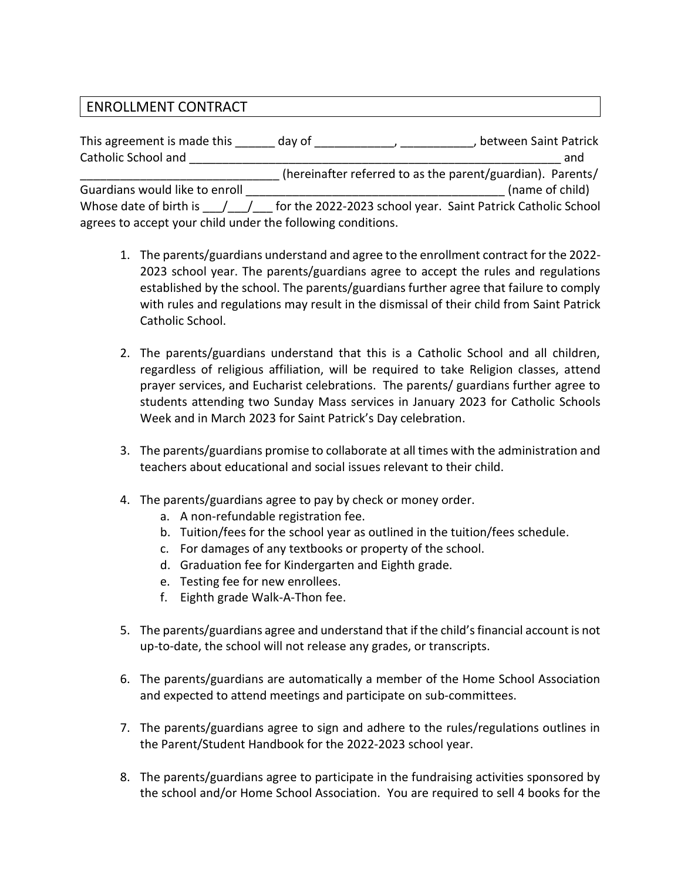## ENROLLMENT CONTRACT

This agreement is made this ______ day of ____________, ___________, between Saint Patrick Catholic School and __________________________________________________________ and ______________________________ (hereinafter referred to as the parent/guardian). Parents/ Guardians would like to enroll _______________________________________ (name of child) Whose date of birth is ___/___/___ for the 2022-2023 school year. Saint Patrick Catholic School agrees to accept your child under the following conditions.

1. The parents/guardians understand and agree to the enrollment contract for the 2022-2023 school year. The parents/guardians agree to accept the rules and regulations established by the school. The parents/guardians further agree that failure to comply with rules and regulations may result in the dismissal of their child from Saint Patrick Catholic School.

2. The parents/guardians understand that this is a Catholic School and all children, regardless of religious affiliation, will be required to take Religion classes, attend prayer services, and Eucharist celebrations. The parents/ guardians further agree to students attending two Sunday Mass services in January 2023 for Catholic Schools Week and in March 2023 for Saint Patrick's Day celebration.

3. The parents/guardians promise to collaborate at all times with the administration and teachers about educational and social issues relevant to their child.

4. The parents/guardians agree to pay by check or money order.
   a. A non-refundable registration fee.
   b. Tuition/fees for the school year as outlined in the tuition/fees schedule.
   c. For damages of any textbooks or property of the school.
   d. Graduation fee for Kindergarten and Eighth grade.
   e. Testing fee for new enrollees.
   f. Eighth grade Walk-A-Thon fee.

5. The parents/guardians agree and understand that if the child's financial account is not up-to-date, the school will not release any grades, or transcripts.

6. The parents/guardians are automatically a member of the Home School Association and expected to attend meetings and participate on sub-committees.

7. The parents/guardians agree to sign and adhere to the rules/regulations outlines in the Parent/Student Handbook for the 2022-2023 school year.

8. The parents/guardians agree to participate in the fundraising activities sponsored by the school and/or Home School Association. You are required to sell 4 books for the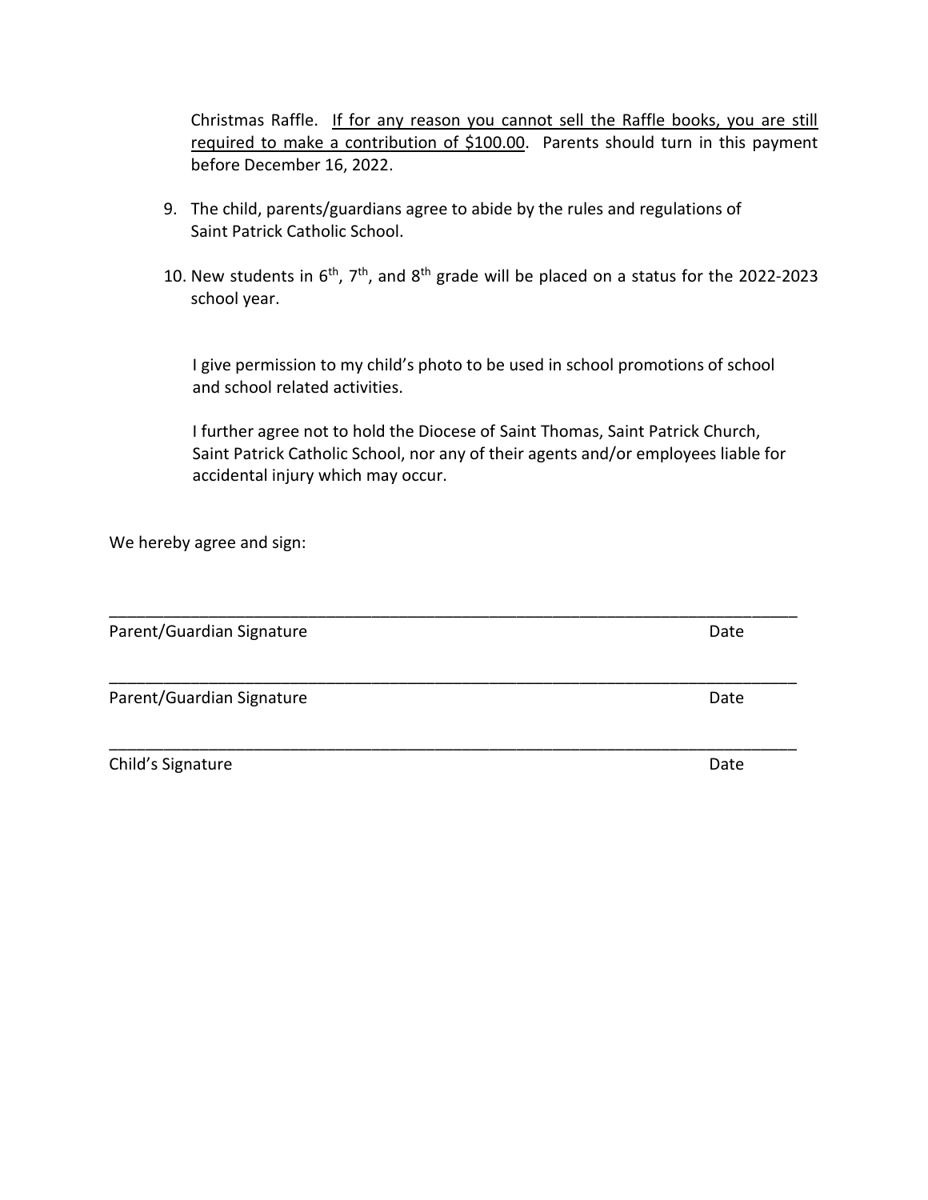Christmas Raffle. <u>If for any reason you cannot sell the Raffle books, you are still required to make a contribution of $100.00</u>. Parents should turn in this payment before December 16, 2022.

9. The child, parents/guardians agree to abide by the rules and regulations of Saint Patrick Catholic School.

10. New students in 6th, 7th, and 8th grade will be placed on a status for the 2022-2023 school year.

I give permission to my child's photo to be used in school promotions of school and school related activities.

I further agree not to hold the Diocese of Saint Thomas, Saint Patrick Church, Saint Patrick Catholic School, nor any of their agents and/or employees liable for accidental injury which may occur.

We hereby agree and sign:

\_\_\_\_\_\_\_\_\_\_\_\_\_\_\_\_\_\_\_\_\_\_\_\_\_\_\_\_\_\_\_\_\_\_\_\_\_\_\_\_\_\_\_\_\_\_\_\_\_\_\_\_\_\_\_\_\_\_\_\_\_\_\_\_\_\_\_\_\_\_\_\_\_\_

Parent/Guardian Signature Date

\_\_\_\_\_\_\_\_\_\_\_\_\_\_\_\_\_\_\_\_\_\_\_\_\_\_\_\_\_\_\_\_\_\_\_\_\_\_\_\_\_\_\_\_\_\_\_\_\_\_\_\_\_\_\_\_\_\_\_\_\_\_\_\_\_\_\_\_\_\_\_\_\_\_

Parent/Guardian Signature Date

\_\_\_\_\_\_\_\_\_\_\_\_\_\_\_\_\_\_\_\_\_\_\_\_\_\_\_\_\_\_\_\_\_\_\_\_\_\_\_\_\_\_\_\_\_\_\_\_\_\_\_\_\_\_\_\_\_\_\_\_\_\_\_\_\_\_\_\_\_\_\_\_\_\_

Child's Signature Date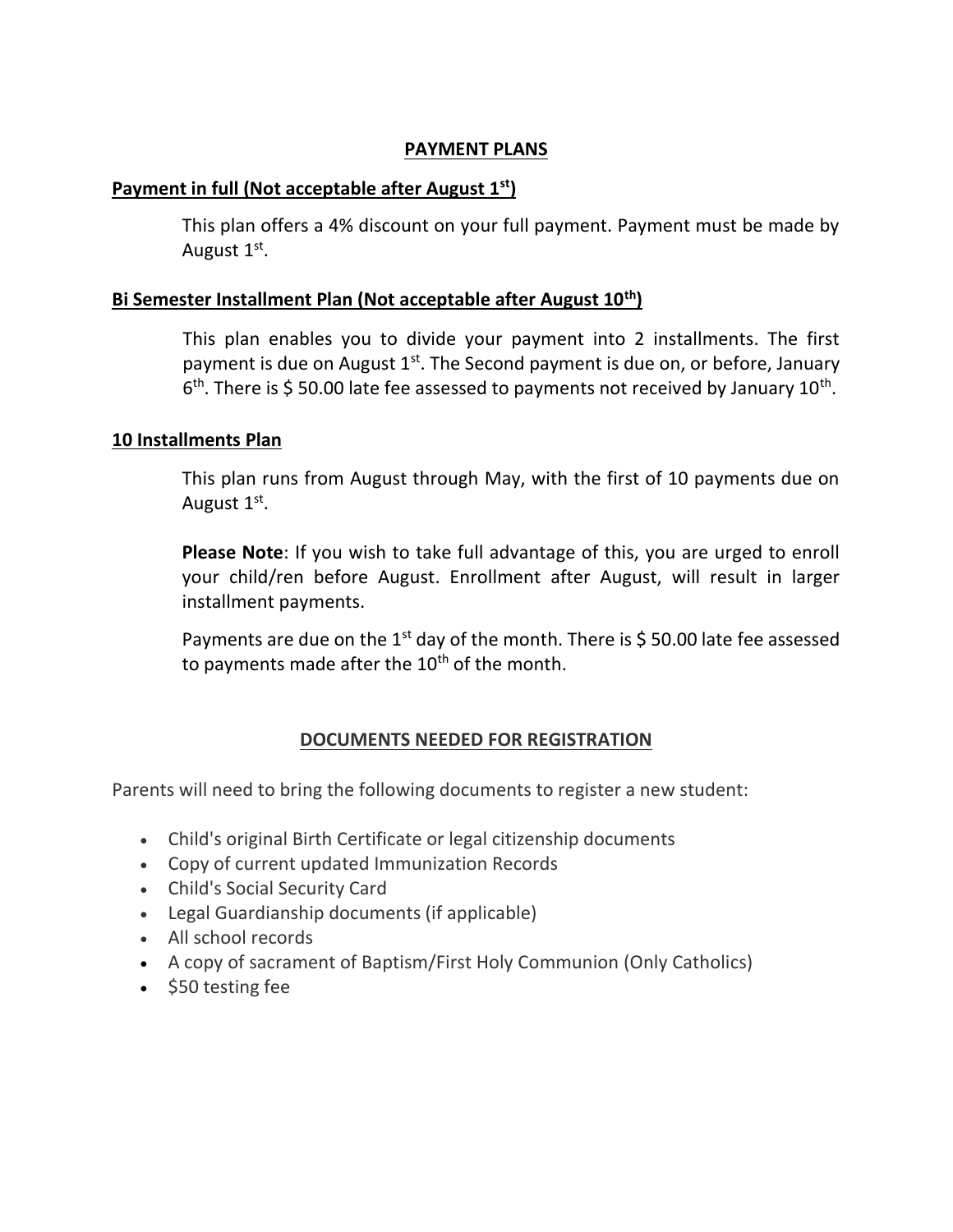## PAYMENT PLANS

### Payment in full (Not acceptable after August 1st)

This plan offers a 4% discount on your full payment. Payment must be made by August 1st.

### Bi Semester Installment Plan (Not acceptable after August 10th)

This plan enables you to divide your payment into 2 installments. The first payment is due on August 1st. The Second payment is due on, or before, January 6th. There is $ 50.00 late fee assessed to payments not received by January 10th.

### 10 Installments Plan

This plan runs from August through May, with the first of 10 payments due on August 1st.

**Please Note**: If you wish to take full advantage of this, you are urged to enroll your child/ren before August. Enrollment after August, will result in larger installment payments.

Payments are due on the 1st day of the month. There is $ 50.00 late fee assessed to payments made after the 10th of the month.

## DOCUMENTS NEEDED FOR REGISTRATION

Parents will need to bring the following documents to register a new student:

- Child's original Birth Certificate or legal citizenship documents
- Copy of current updated Immunization Records
- Child's Social Security Card
- Legal Guardianship documents (if applicable)
- All school records
- A copy of sacrament of Baptism/First Holy Communion (Only Catholics)
- $50 testing fee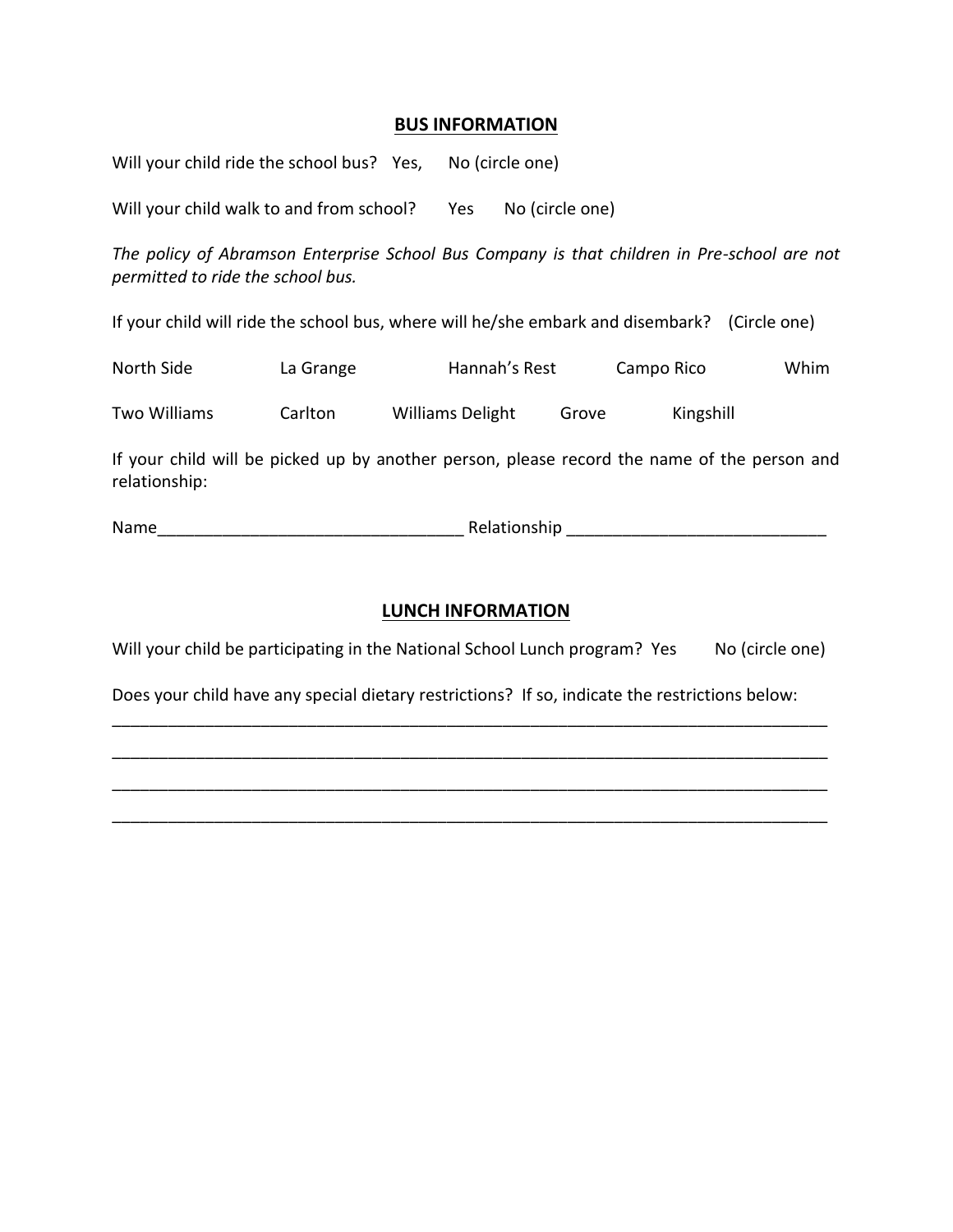**BUS INFORMATION**

Will your child ride the school bus? Yes, No (circle one)

Will your child walk to and from school? Yes No (circle one)

*The policy of Abramson Enterprise School Bus Company is that children in Pre-school are not permitted to ride the school bus.*

If your child will ride the school bus, where will he/she embark and disembark? (Circle one)

North Side La Grange Hannah's Rest Campo Rico Whim

Two Williams Carlton Williams Delight Grove Kingshill

If your child will be picked up by another person, please record the name of the person and relationship:

Name________________________________ Relationship ___________________________

**LUNCH INFORMATION**

Will your child be participating in the National School Lunch program? Yes No (circle one)

Does your child have any special dietary restrictions? If so, indicate the restrictions below:

_____________________________________________________________________________

_____________________________________________________________________________

_____________________________________________________________________________

_____________________________________________________________________________